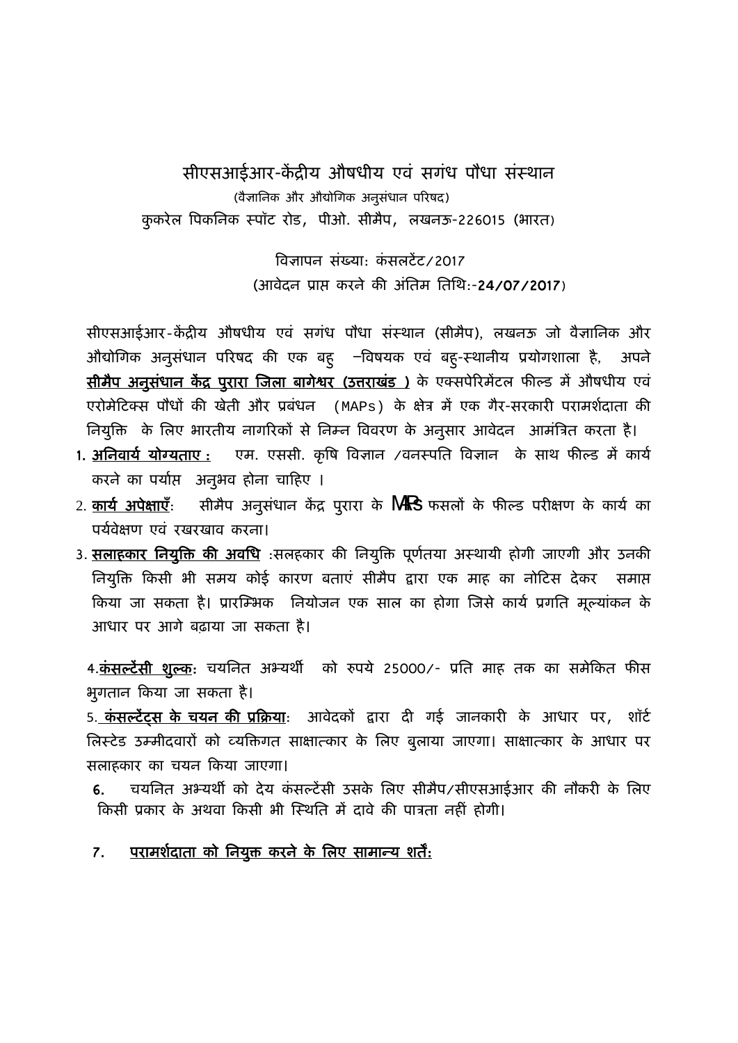# सीएसआईआर-केंद्रीय औषधीय एवं सगंध पौधा संस्थान

(वैज्ञानिक और औद्योगिक अनुसंधान परिषद)

कुकरेल पिकनिक स्पॉट रोड, पीओ. सीमैप, लखनऊ-226015 (भारत)

विज्ञापन संख्या: कंसलटेंट/2017

(आवेदन प्राप्त करने की अंतिम तिथि:-**24/07/2017**)

सीएसआईआर-केंद्रीय औषधीय एवं सगंध पौधा संस्थान (सीमैप), लखनऊ जो वैज्ञानिक और औद्योगिक अनुसंधान परिषद की एक बहु –विषयक एवं बहु-स्थानीय प्रयोगशाला है, अपने **सीमैप अनुसंधान केंद्र पुरारा जिला बागेश्वर (उत्तराखंड )** के एक्सपेरिमेंटल फील्ड में औषधीय एवं एरोमेटिक्स पौधों की खेती और प्रबंधन (MAPs) के क्षेत्र में एक गैर-सरकारी परामर्शदाता की नियुक्ति के लिए भारतीय नागरिकों से निम्न विवरण के अनुसार आवेदन आमंत्रित करता है।

1. **अनिवार्य योग्यताए :** एम. एससी. कृषि विज्ञान /वनस्पति विज्ञान के साथ फील्ड में कार्य करने का पर्याप्त अनुभव होना चाहिए ।
2. **कार्य अपेक्षाएँ**: सीमैप अनुसंधान केंद्र पुरारा के MAPs फसलों के फील्ड परीक्षण के कार्य का पर्यवेक्षण एवं रखरखाव करना।
3. **सलाहकार नियुक्ति की अवधि** :सलहकार की नियुक्ति पूर्णतया अस्थायी होगी जाएगी और उनकी नियुक्ति किसी भी समय कोई कारण बताएं सीमैप द्वारा एक माह का नोटिस देकर समाप्त किया जा सकता है। प्रारम्भिक नियोजन एक साल का होगा जिसे कार्य प्रगति मूल्यांकन के आधार पर आगे बढ़ाया जा सकता है।

4. **कंसल्टेंसी शुल्क**: चयनित अभ्यर्थी को रुपये 25000/- प्रति माह तक का समेकित फीस भुगतान किया जा सकता है।

5. **कंसल्टेंट्स के चयन की प्रक्रिया**: आवेदकों द्वारा दी गई जानकारी के आधार पर, शॉर्ट लिस्टेड उम्मीदवारों को व्यक्तिगत साक्षात्कार के लिए बुलाया जाएगा। साक्षात्कार के आधार पर सलाहकार का चयन किया जाएगा।

6. चयनित अभ्यर्थी को देय कंसल्टेंसी उसके लिए सीमैप/सीएसआईआर की नौकरी के लिए किसी प्रकार के अथवा किसी भी स्थिति में दावे की पात्रता नहीं होगी।

7. **परामर्शदाता को नियुक्त करने के लिए सामान्य शर्तें:**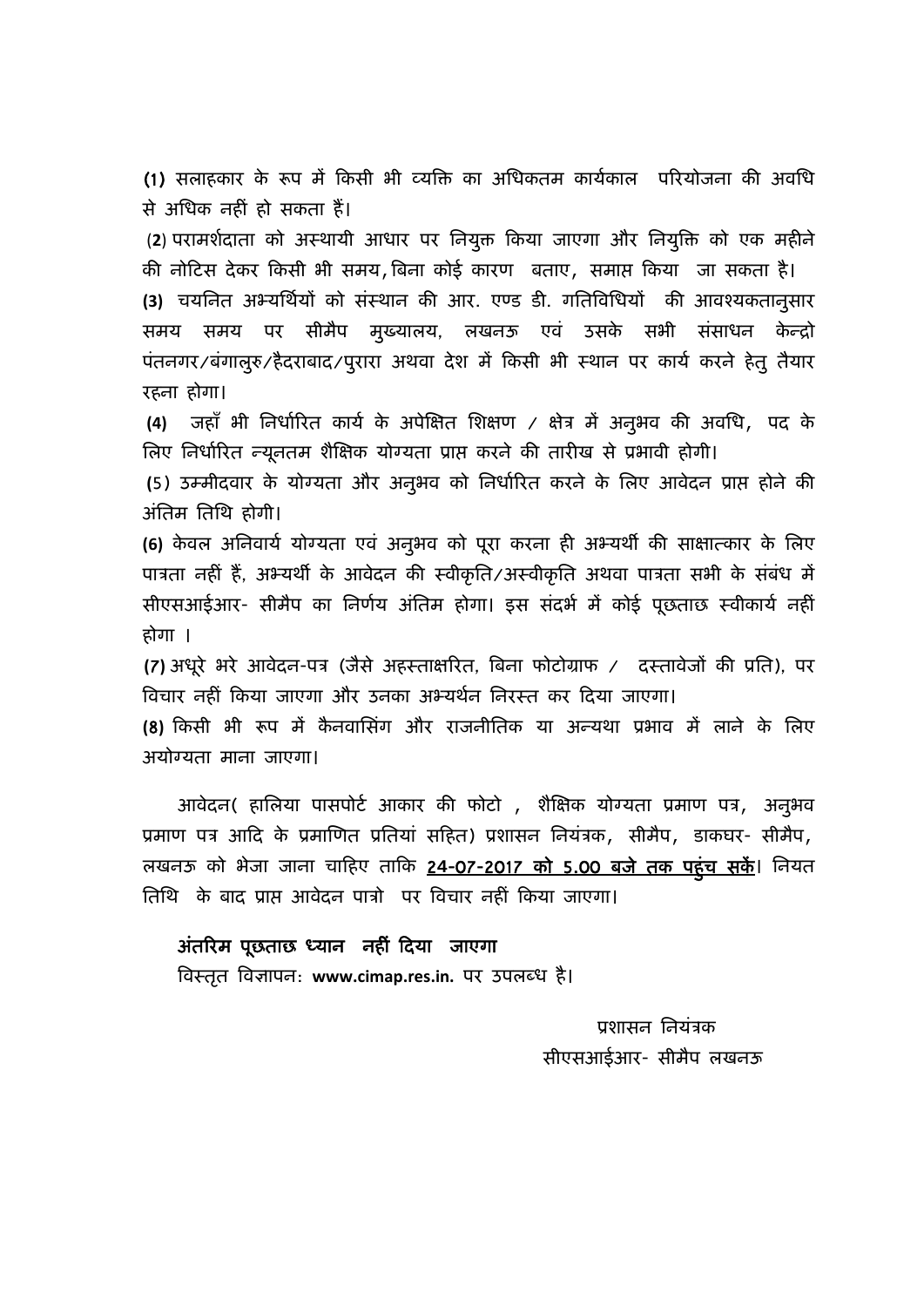**(1)** सलाहकार के रूप में किसी भी व्यक्ति का अधिकतम कार्यकाल परियोजना की अवधि से अधिक नहीं हो सकता हैं।

**(2)** परामर्शदाता को अस्थायी आधार पर नियुक्त किया जाएगा और नियुक्ति को एक महीने की नोटिस देकर किसी भी समय, बिना कोई कारण बताए, समाप्त किया जा सकता है।

**(3)** चयनित अभ्यर्थियों को संस्थान की आर. एण्ड डी. गतिविधियों की आवश्यकतानुसार समय समय पर सीमैप मुख्यालय, लखनऊ एवं उसके सभी संसाधन केन्द्रो पंतनगर/बंगालुरु/हैदराबाद/पुरारा अथवा देश में किसी भी स्थान पर कार्य करने हेतु तैयार रहना होगा।

**(4)** जहाँ भी निर्धारित कार्य के अपेक्षित शिक्षण / क्षेत्र में अनुभव की अवधि, पद के लिए निर्धारित न्यूनतम शैक्षिक योग्यता प्राप्त करने की तारीख से प्रभावी होगी।

(5) उम्मीदवार के योग्यता और अनुभव को निर्धारित करने के लिए आवेदन प्राप्त होने की अंतिम तिथि होगी।

**(6)** केवल अनिवार्य योग्यता एवं अनुभव को पूरा करना ही अभ्यर्थी की साक्षात्कार के लिए पात्रता नहीं हैं, अभ्यर्थी के आवेदन की स्वीकृति/अस्वीकृति अथवा पात्रता सभी के संबंध में सीएसआईआर- सीमैप का निर्णय अंतिम होगा। इस संदर्भ में कोई पूछताछ स्वीकार्य नहीं होगा ।

**(7)** अधूरे भरे आवेदन-पत्र (जैसे अहस्ताक्षरित, बिना फोटोग्राफ / दस्तावेजों की प्रति), पर विचार नहीं किया जाएगा और उनका अभ्यर्थन निरस्त कर दिया जाएगा।

**(8)** किसी भी रूप में कैनवासिंग और राजनीतिक या अन्यथा प्रभाव में लाने के लिए अयोग्यता माना जाएगा।

आवेदन( हालिया पासपोर्ट आकार की फोटो , शैक्षिक योग्यता प्रमाण पत्र, अनुभव प्रमाण पत्र आदि के प्रमाणित प्रतियां सहित) प्रशासन नियंत्रक, सीमैप, डाकघर- सीमैप, लखनऊ को भेजा जाना चाहिए ताकि **24-07-2017 को 5.00 बजे तक पहुंच सकें**। नियत तिथि के बाद प्राप्त आवेदन पात्रो पर विचार नहीं किया जाएगा।

**अंतरिम पूछताछ ध्यान नहीं दिया जाएगा**

विस्तृत विज्ञापन: **www.cimap.res.in.** पर उपलब्ध है।

प्रशासन नियंत्रक

सीएसआईआर- सीमैप लखनऊ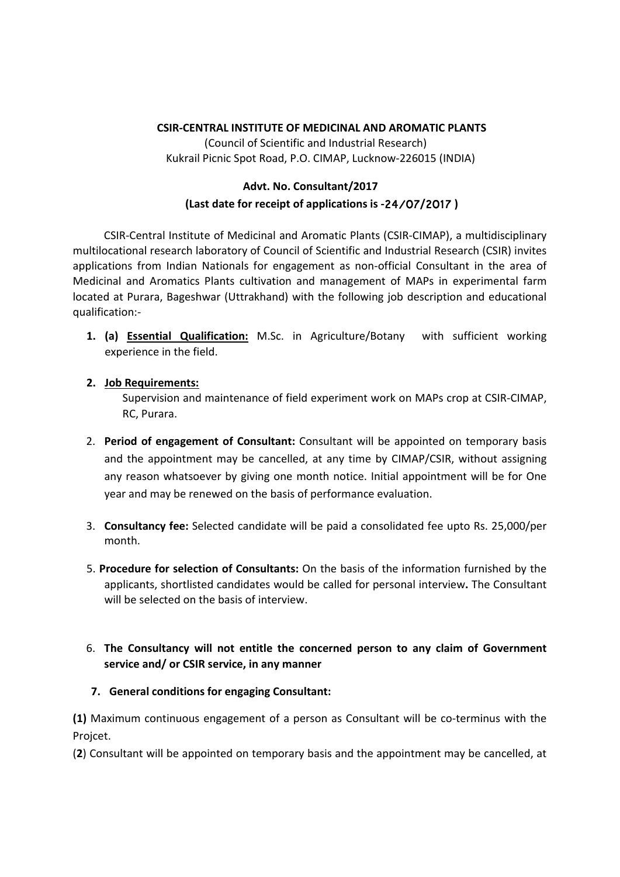**CSIR-CENTRAL INSTITUTE OF MEDICINAL AND AROMATIC PLANTS**
(Council of Scientific and Industrial Research)
Kukrail Picnic Spot Road, P.O. CIMAP, Lucknow-226015 (INDIA)

**Advt. No. Consultant/2017**
**(Last date for receipt of applications is -24/07/2017 )**

CSIR-Central Institute of Medicinal and Aromatic Plants (CSIR-CIMAP), a multidisciplinary multilocational research laboratory of Council of Scientific and Industrial Research (CSIR) invites applications from Indian Nationals for engagement as non-official Consultant in the area of Medicinal and Aromatics Plants cultivation and management of MAPs in experimental farm located at Purara, Bageshwar (Uttrakhand) with the following job description and educational qualification:-

1. **(a) <u>Essential Qualification:</u>** M.Sc. in Agriculture/Botany with sufficient working experience in the field.

2. **<u>Job Requirements:</u>**
   Supervision and maintenance of field experiment work on MAPs crop at CSIR-CIMAP, RC, Purara.

2. **Period of engagement of Consultant:** Consultant will be appointed on temporary basis and the appointment may be cancelled, at any time by CIMAP/CSIR, without assigning any reason whatsoever by giving one month notice. Initial appointment will be for One year and may be renewed on the basis of performance evaluation.

3. **Consultancy fee:** Selected candidate will be paid a consolidated fee upto Rs. 25,000/per month.

5. **Procedure for selection of Consultants:** On the basis of the information furnished by the applicants, shortlisted candidates would be called for personal interview**.** The Consultant will be selected on the basis of interview.

6. **The Consultancy will not entitle the concerned person to any claim of Government service and/ or CSIR service, in any manner**

7. **General conditions for engaging Consultant:**

**(1)** Maximum continuous engagement of a person as Consultant will be co-terminus with the Projcet.

(**2**) Consultant will be appointed on temporary basis and the appointment may be cancelled, at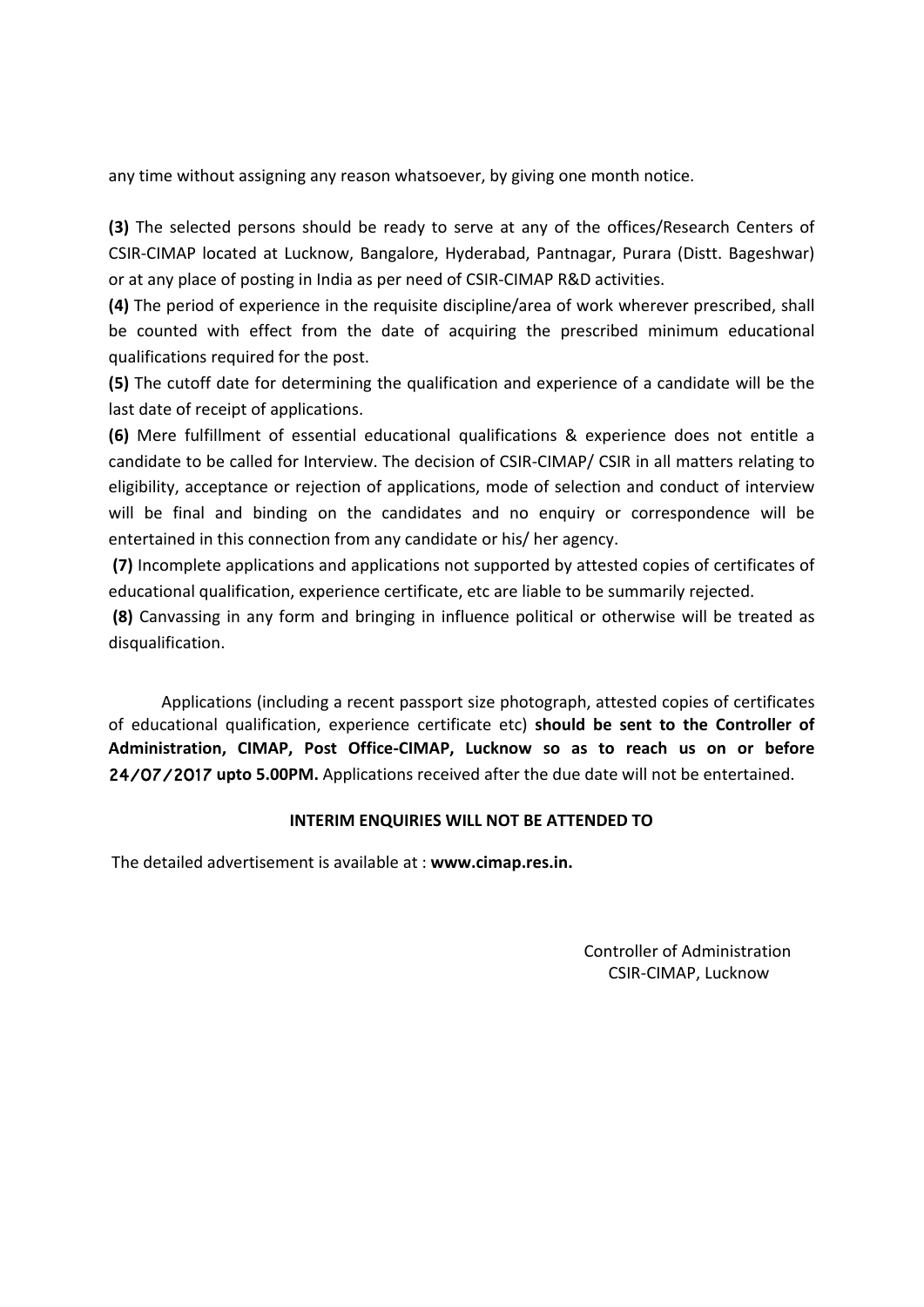any time without assigning any reason whatsoever, by giving one month notice.

**(3)** The selected persons should be ready to serve at any of the offices/Research Centers of CSIR-CIMAP located at Lucknow, Bangalore, Hyderabad, Pantnagar, Purara (Distt. Bageshwar) or at any place of posting in India as per need of CSIR-CIMAP R&D activities.

**(4)** The period of experience in the requisite discipline/area of work wherever prescribed, shall be counted with effect from the date of acquiring the prescribed minimum educational qualifications required for the post.

**(5)** The cutoff date for determining the qualification and experience of a candidate will be the last date of receipt of applications.

**(6)** Mere fulfillment of essential educational qualifications & experience does not entitle a candidate to be called for Interview. The decision of CSIR-CIMAP/ CSIR in all matters relating to eligibility, acceptance or rejection of applications, mode of selection and conduct of interview will be final and binding on the candidates and no enquiry or correspondence will be entertained in this connection from any candidate or his/ her agency.

**(7)** Incomplete applications and applications not supported by attested copies of certificates of educational qualification, experience certificate, etc are liable to be summarily rejected.

**(8)** Canvassing in any form and bringing in influence political or otherwise will be treated as disqualification.

Applications (including a recent passport size photograph, attested copies of certificates of educational qualification, experience certificate etc) **should be sent to the Controller of Administration, CIMAP, Post Office-CIMAP, Lucknow so as to reach us on or before 24/07/2017 upto 5.00PM.** Applications received after the due date will not be entertained.

**INTERIM ENQUIRIES WILL NOT BE ATTENDED TO**

The detailed advertisement is available at : **www.cimap.res.in.**

Controller of Administration
CSIR-CIMAP, Lucknow